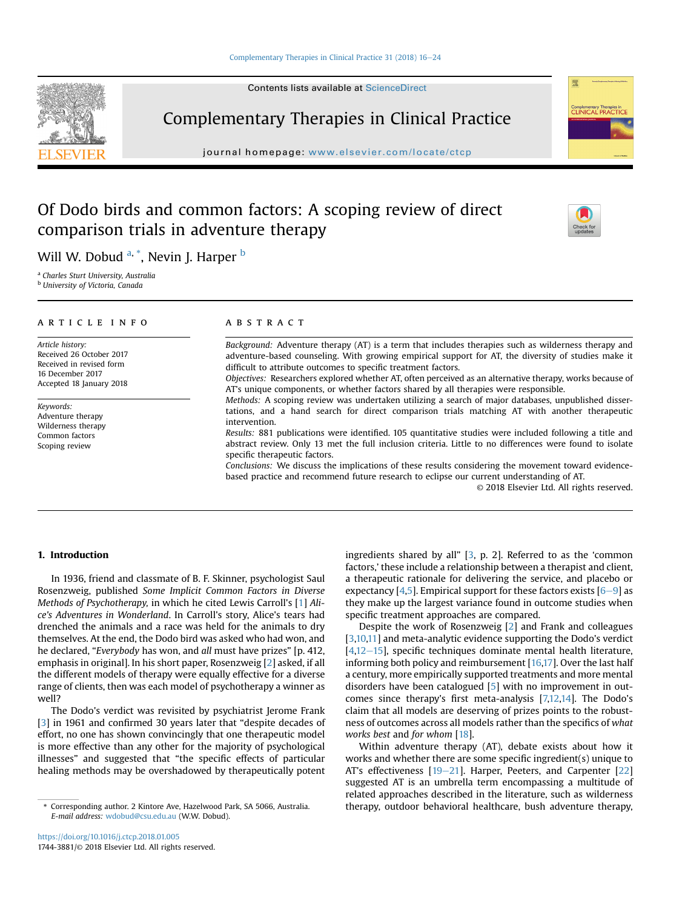# Of Dodo birds and common factors: A scoping review of direct comparison trials in adventure therapy

Will W. Dobud [a,*], Nevin J. Harper [b]

[a] Charles Sturt University, Australia
[b] University of Victoria, Canada

## ARTICLE INFO

*Article history:*
Received 26 October 2017
Received in revised form
16 December 2017
Accepted 18 January 2018

*Keywords:*
Adventure therapy
Wilderness therapy
Common factors
Scoping review

## ABSTRACT

*Background:* Adventure therapy (AT) is a term that includes therapies such as wilderness therapy and adventure-based counseling. With growing empirical support for AT, the diversity of studies make it difficult to attribute outcomes to specific treatment factors.

*Objectives:* Researchers explored whether AT, often perceived as an alternative therapy, works because of AT's unique components, or whether factors shared by all therapies were responsible.

*Methods:* A scoping review was undertaken utilizing a search of major databases, unpublished dissertations, and a hand search for direct comparison trials matching AT with another therapeutic intervention.

*Results:* 881 publications were identified. 105 quantitative studies were included following a title and abstract review. Only 13 met the full inclusion criteria. Little to no differences were found to isolate specific therapeutic factors.

*Conclusions:* We discuss the implications of these results considering the movement toward evidence-based practice and recommend future research to eclipse our current understanding of AT.

© 2018 Elsevier Ltd. All rights reserved.

## 1. Introduction

In 1936, friend and classmate of B. F. Skinner, psychologist Saul Rosenzweig, published *Some Implicit Common Factors in Diverse Methods of Psychotherapy,* in which he cited Lewis Carroll's [1] *Alice's Adventures in Wonderland*. In Carroll's story, Alice's tears had drenched the animals and a race was held for the animals to dry themselves. At the end, the Dodo bird was asked who had won, and he declared, "*Everybody* has won, and *all* must have prizes" [p. 412, emphasis in original]. In his short paper, Rosenzweig [2] asked, if all the different models of therapy were equally effective for a diverse range of clients, then was each model of psychotherapy a winner as well?

The Dodo's verdict was revisited by psychiatrist Jerome Frank [3] in 1961 and confirmed 30 years later that "despite decades of effort, no one has shown convincingly that one therapeutic model is more effective than any other for the majority of psychological illnesses" and suggested that "the specific effects of particular healing methods may be overshadowed by therapeutically potent ingredients shared by all" [3, p. 2]. Referred to as the 'common factors,' these include a relationship between a therapist and client, a therapeutic rationale for delivering the service, and placebo or expectancy [4,5]. Empirical support for these factors exists [6–9] as they make up the largest variance found in outcome studies when specific treatment approaches are compared.

Despite the work of Rosenzweig [2] and Frank and colleagues [3,10,11] and meta-analytic evidence supporting the Dodo's verdict [4,12–15], specific techniques dominate mental health literature, informing both policy and reimbursement [16,17]. Over the last half a century, more empirically supported treatments and more mental disorders have been catalogued [5] with no improvement in outcomes since therapy's first meta-analysis [7,12,14]. The Dodo's claim that all models are deserving of prizes points to the robustness of outcomes across all models rather than the specifics of *what works best* and *for whom* [18].

Within adventure therapy (AT), debate exists about how it works and whether there are some specific ingredient(s) unique to AT's effectiveness [19–21]. Harper, Peeters, and Carpenter [22] suggested AT is an umbrella term encompassing a multitude of related approaches described in the literature, such as wilderness therapy, outdoor behavioral healthcare, bush adventure therapy,

* Corresponding author. 2 Kintore Ave, Hazelwood Park, SA 5066, Australia.
E-mail address: wdobud@csu.edu.au (W.W. Dobud).

https://doi.org/10.1016/j.ctcp.2018.01.005
1744-3881/© 2018 Elsevier Ltd. All rights reserved.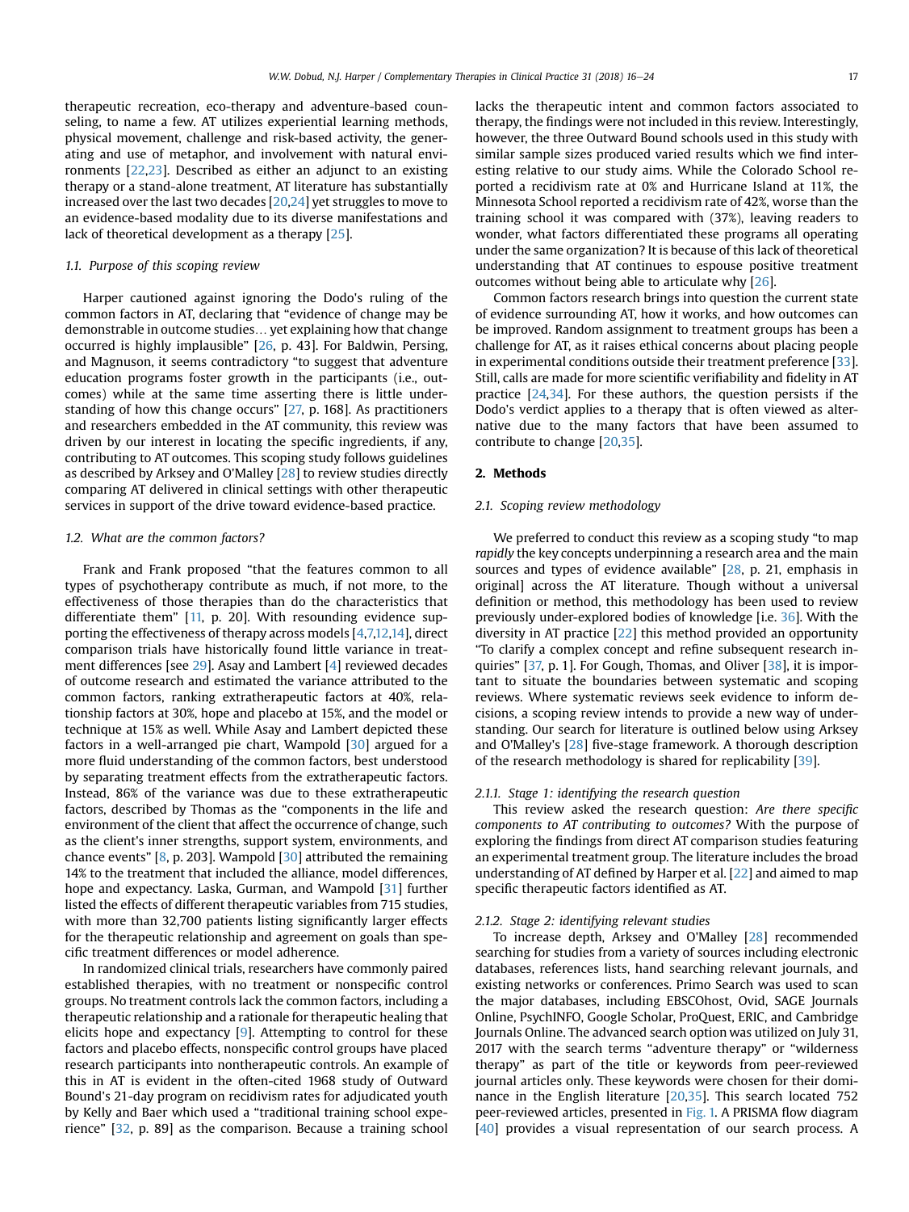therapeutic recreation, eco-therapy and adventure-based counseling, to name a few. AT utilizes experiential learning methods, physical movement, challenge and risk-based activity, the generating and use of metaphor, and involvement with natural environments [22,23]. Described as either an adjunct to an existing therapy or a stand-alone treatment, AT literature has substantially increased over the last two decades [20,24] yet struggles to move to an evidence-based modality due to its diverse manifestations and lack of theoretical development as a therapy [25].

### 1.1. Purpose of this scoping review

Harper cautioned against ignoring the Dodo's ruling of the common factors in AT, declaring that "evidence of change may be demonstrable in outcome studies… yet explaining how that change occurred is highly implausible" [26, p. 43]. For Baldwin, Persing, and Magnuson, it seems contradictory "to suggest that adventure education programs foster growth in the participants (i.e., outcomes) while at the same time asserting there is little understanding of how this change occurs" [27, p. 168]. As practitioners and researchers embedded in the AT community, this review was driven by our interest in locating the specific ingredients, if any, contributing to AT outcomes. This scoping study follows guidelines as described by Arksey and O'Malley [28] to review studies directly comparing AT delivered in clinical settings with other therapeutic services in support of the drive toward evidence-based practice.

### 1.2. What are the common factors?

Frank and Frank proposed "that the features common to all types of psychotherapy contribute as much, if not more, to the effectiveness of those therapies than do the characteristics that differentiate them" [11, p. 20]. With resounding evidence supporting the effectiveness of therapy across models [4,7,12,14], direct comparison trials have historically found little variance in treatment differences [see 29]. Asay and Lambert [4] reviewed decades of outcome research and estimated the variance attributed to the common factors, ranking extratherapeutic factors at 40%, relationship factors at 30%, hope and placebo at 15%, and the model or technique at 15% as well. While Asay and Lambert depicted these factors in a well-arranged pie chart, Wampold [30] argued for a more fluid understanding of the common factors, best understood by separating treatment effects from the extratherapeutic factors. Instead, 86% of the variance was due to these extratherapeutic factors, described by Thomas as the "components in the life and environment of the client that affect the occurrence of change, such as the client's inner strengths, support system, environments, and chance events" [8, p. 203]. Wampold [30] attributed the remaining 14% to the treatment that included the alliance, model differences, hope and expectancy. Laska, Gurman, and Wampold [31] further listed the effects of different therapeutic variables from 715 studies, with more than 32,700 patients listing significantly larger effects for the therapeutic relationship and agreement on goals than specific treatment differences or model adherence.

In randomized clinical trials, researchers have commonly paired established therapies, with no treatment or nonspecific control groups. No treatment controls lack the common factors, including a therapeutic relationship and a rationale for therapeutic healing that elicits hope and expectancy [9]. Attempting to control for these factors and placebo effects, nonspecific control groups have placed research participants into nontherapeutic controls. An example of this in AT is evident in the often-cited 1968 study of Outward Bound's 21-day program on recidivism rates for adjudicated youth by Kelly and Baer which used a "traditional training school experience" [32, p. 89] as the comparison. Because a training school lacks the therapeutic intent and common factors associated to therapy, the findings were not included in this review. Interestingly, however, the three Outward Bound schools used in this study with similar sample sizes produced varied results which we find interesting relative to our study aims. While the Colorado School reported a recidivism rate at 0% and Hurricane Island at 11%, the Minnesota School reported a recidivism rate of 42%, worse than the training school it was compared with (37%), leaving readers to wonder, what factors differentiated these programs all operating under the same organization? It is because of this lack of theoretical understanding that AT continues to espouse positive treatment outcomes without being able to articulate why [26].

Common factors research brings into question the current state of evidence surrounding AT, how it works, and how outcomes can be improved. Random assignment to treatment groups has been a challenge for AT, as it raises ethical concerns about placing people in experimental conditions outside their treatment preference [33]. Still, calls are made for more scientific verifiability and fidelity in AT practice [24,34]. For these authors, the question persists if the Dodo's verdict applies to a therapy that is often viewed as alternative due to the many factors that have been assumed to contribute to change [20,35].

## 2. Methods

### 2.1. Scoping review methodology

We preferred to conduct this review as a scoping study "to map *rapidly* the key concepts underpinning a research area and the main sources and types of evidence available" [28, p. 21, emphasis in original] across the AT literature. Though without a universal definition or method, this methodology has been used to review previously under-explored bodies of knowledge [i.e. 36]. With the diversity in AT practice [22] this method provided an opportunity "To clarify a complex concept and refine subsequent research inquiries" [37, p. 1]. For Gough, Thomas, and Oliver [38], it is important to situate the boundaries between systematic and scoping reviews. Where systematic reviews seek evidence to inform decisions, a scoping review intends to provide a new way of understanding. Our search for literature is outlined below using Arksey and O'Malley's [28] five-stage framework. A thorough description of the research methodology is shared for replicability [39].

#### 2.1.1. Stage 1: identifying the research question

This review asked the research question: *Are there specific components to AT contributing to outcomes?* With the purpose of exploring the findings from direct AT comparison studies featuring an experimental treatment group. The literature includes the broad understanding of AT defined by Harper et al. [22] and aimed to map specific therapeutic factors identified as AT.

#### 2.1.2. Stage 2: identifying relevant studies

To increase depth, Arksey and O'Malley [28] recommended searching for studies from a variety of sources including electronic databases, references lists, hand searching relevant journals, and existing networks or conferences. Primo Search was used to scan the major databases, including EBSCOhost, Ovid, SAGE Journals Online, PsychINFO, Google Scholar, ProQuest, ERIC, and Cambridge Journals Online. The advanced search option was utilized on July 31, 2017 with the search terms "adventure therapy" or "wilderness therapy" as part of the title or keywords from peer-reviewed journal articles only. These keywords were chosen for their dominance in the English literature [20,35]. This search located 752 peer-reviewed articles, presented in Fig. 1. A PRISMA flow diagram [40] provides a visual representation of our search process. A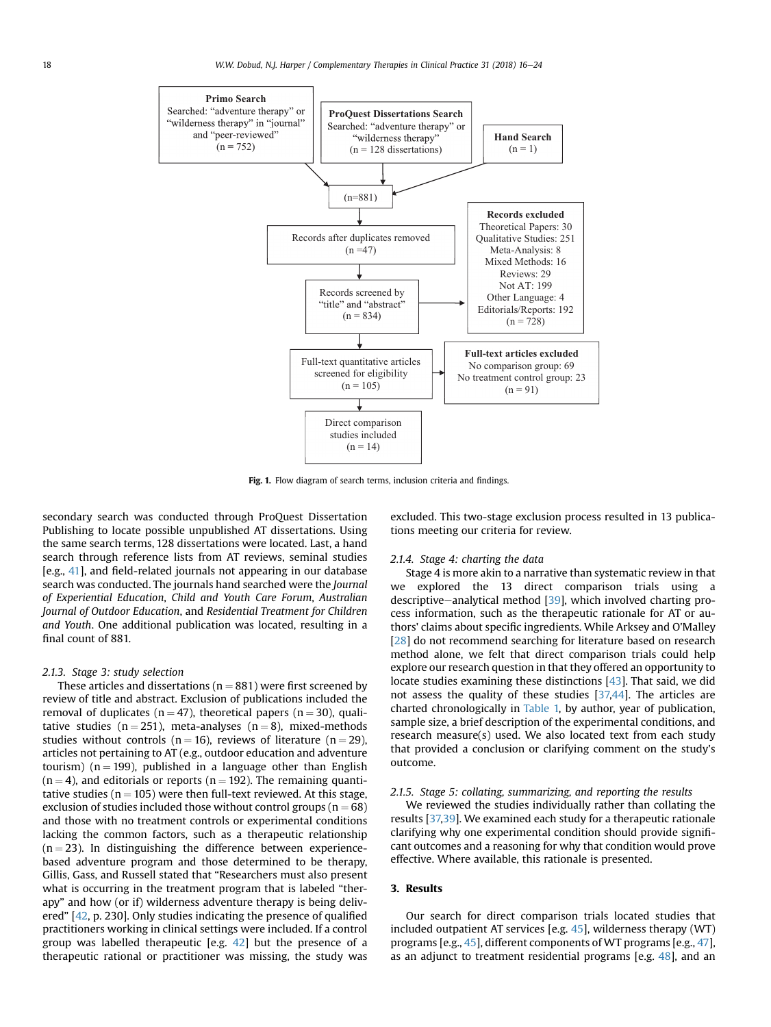Primo Search
Searched: "adventure therapy" or "wilderness therapy" in "journal" and "peer-reviewed"
(n = 752)

ProQuest Dissertations Search
Searched: "adventure therapy" or "wilderness therapy"
(n = 128 dissertations)

Hand Search
(n = 1)

(n=881)

Records after duplicates removed
(n =47)

Records excluded
Theoretical Papers: 30
Qualitative Studies: 251
Meta-Analysis: 8
Mixed Methods: 16
Reviews: 29
Not AT: 199
Other Language: 4
Editorials/Reports: 192
(n = 728)

Records screened by "title" and "abstract"
(n = 834)

Full-text quantitative articles screened for eligibility
(n = 105)

Full-text articles excluded
No comparison group: 69
No treatment control group: 23
(n = 91)

Direct comparison studies included
(n = 14)

**Fig. 1.** Flow diagram of search terms, inclusion criteria and findings.

secondary search was conducted through ProQuest Dissertation Publishing to locate possible unpublished AT dissertations. Using the same search terms, 128 dissertations were located. Last, a hand search through reference lists from AT reviews, seminal studies [e.g., 41], and field-related journals not appearing in our database search was conducted. The journals hand searched were the *Journal of Experiential Education*, *Child and Youth Care Forum*, *Australian Journal of Outdoor Education*, and *Residential Treatment for Children and Youth*. One additional publication was located, resulting in a final count of 881.

#### 2.1.3. Stage 3: study selection

These articles and dissertations (n = 881) were first screened by review of title and abstract. Exclusion of publications included the removal of duplicates (n = 47), theoretical papers (n = 30), qualitative studies (n = 251), meta-analyses (n = 8), mixed-methods studies without controls (n = 16), reviews of literature (n = 29), articles not pertaining to AT (e.g., outdoor education and adventure tourism) (n = 199), published in a language other than English (n = 4), and editorials or reports (n = 192). The remaining quantitative studies (n = 105) were then full-text reviewed. At this stage, exclusion of studies included those without control groups (n = 68) and those with no treatment controls or experimental conditions lacking the common factors, such as a therapeutic relationship (n = 23). In distinguishing the difference between experience-based adventure program and those determined to be therapy, Gillis, Gass, and Russell stated that "Researchers must also present what is occurring in the treatment program that is labeled "therapy" and how (or if) wilderness adventure therapy is being delivered" [42, p. 230]. Only studies indicating the presence of qualified practitioners working in clinical settings were included. If a control group was labelled therapeutic [e.g. 42] but the presence of a therapeutic rational or practitioner was missing, the study was excluded. This two-stage exclusion process resulted in 13 publications meeting our criteria for review.

#### 2.1.4. Stage 4: charting the data

Stage 4 is more akin to a narrative than systematic review in that we explored the 13 direct comparison trials using a descriptive–analytical method [39], which involved charting process information, such as the therapeutic rationale for AT or authors' claims about specific ingredients. While Arksey and O'Malley [28] do not recommend searching for literature based on research method alone, we felt that direct comparison trials could help explore our research question in that they offered an opportunity to locate studies examining these distinctions [43]. That said, we did not assess the quality of these studies [37,44]. The articles are charted chronologically in Table 1, by author, year of publication, sample size, a brief description of the experimental conditions, and research measure(s) used. We also located text from each study that provided a conclusion or clarifying comment on the study's outcome.

#### 2.1.5. Stage 5: collating, summarizing, and reporting the results

We reviewed the studies individually rather than collating the results [37,39]. We examined each study for a therapeutic rationale clarifying why one experimental condition should provide significant outcomes and a reasoning for why that condition would prove effective. Where available, this rationale is presented.

## 3. Results

Our search for direct comparison trials located studies that included outpatient AT services [e.g. 45], wilderness therapy (WT) programs [e.g., 45], different components of WT programs [e.g., 47], as an adjunct to treatment residential programs [e.g. 48], and an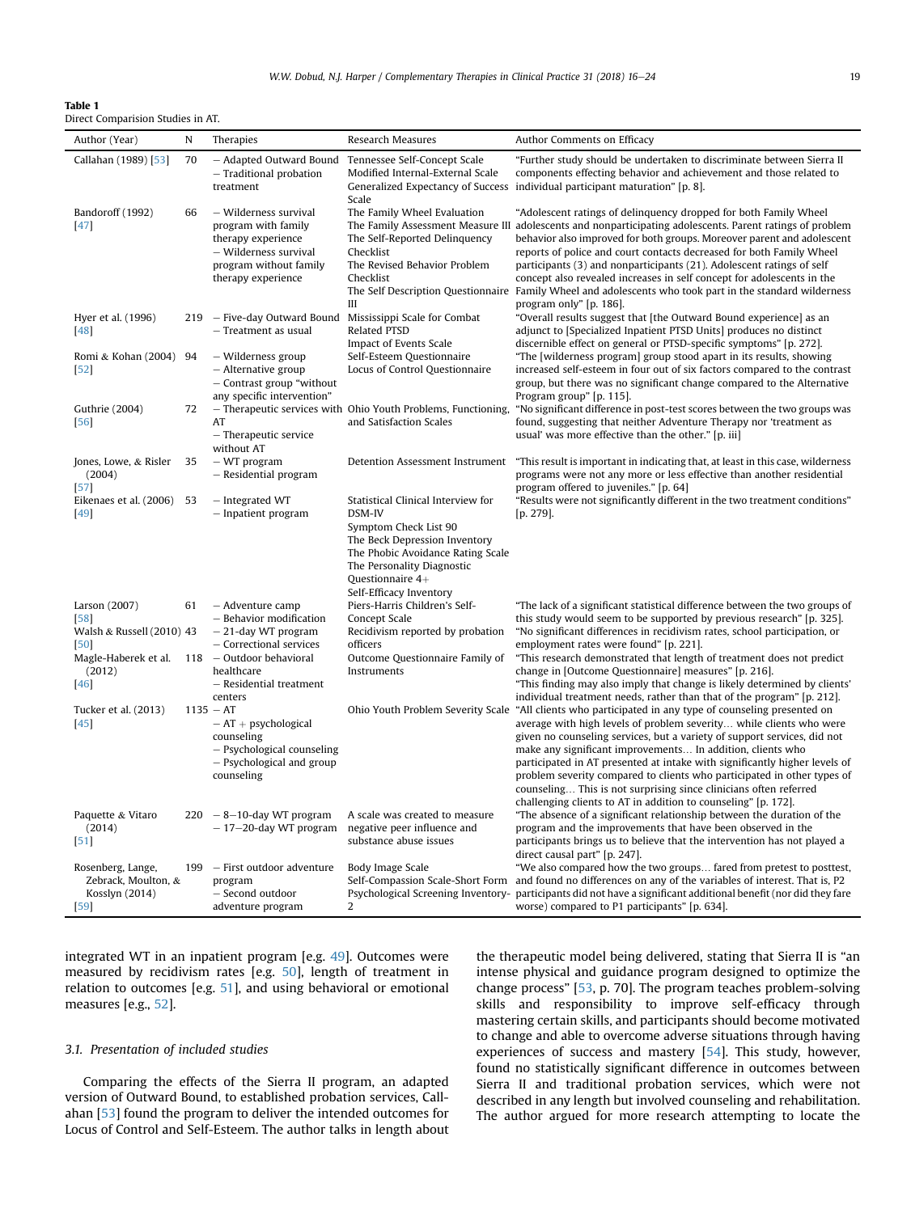**Table 1**
Direct Comparision Studies in AT.

| Author (Year) | N | Therapies | Research Measures | Author Comments on Efficacy |
|---|---|---|---|---|
| Callahan (1989) [53] | 70 | – Adapted Outward Bound<br>– Traditional probation treatment | Tennessee Self-Concept Scale<br>Modified Internal-External Scale<br>Generalized Expectancy of Success Scale | "Further study should be undertaken to discriminate between Sierra II components effecting behavior and achievement and those related to individual participant maturation" [p. 8]. |
| Bandoroff (1992) [47] | 66 | – Wilderness survival program with family therapy experience<br>– Wilderness survival program without family therapy experience | The Family Wheel Evaluation<br>The Family Assessment Measure III<br>The Self-Reported Delinquency Checklist<br>The Revised Behavior Problem Checklist<br>The Self Description Questionnaire III | "Adolescent ratings of delinquency dropped for both Family Wheel adolescents and nonparticipating adolescents. Parent ratings of problem behavior also improved for both groups. Moreover parent and adolescent reports of police and court contacts decreased for both Family Wheel participants (3) and nonparticipants (21). Adolescent ratings of self concept also revealed increases in self concept for adolescents in the Family Wheel and adolescents who took part in the standard wilderness program only" [p. 186]. |
| Hyer et al. (1996) [48] | 219 | – Five-day Outward Bound<br>– Treatment as usual | Mississippi Scale for Combat Related PTSD<br>Impact of Events Scale | "Overall results suggest that [the Outward Bound experience] as an adjunct to [Specialized Inpatient PTSD Units] produces no distinct discernible effect on general or PTSD-specific symptoms" [p. 272]. |
| Romi & Kohan (2004) [52] | 94 | – Wilderness group<br>– Alternative group<br>– Contrast group "without any specific intervention" | Self-Esteem Questionnaire<br>Locus of Control Questionnaire | "The [wilderness program] group stood apart in its results, showing increased self-esteem in four out of six factors compared to the contrast group, but there was no significant change compared to the Alternative Program group" [p. 115]. |
| Guthrie (2004) [56] | 72 | – Therapeutic services with AT<br>– Therapeutic service without AT | Ohio Youth Problems, Functioning, and Satisfaction Scales | "No significant difference in post-test scores between the two groups was found, suggesting that neither Adventure Therapy nor 'treatment as usual' was more effective than the other." [p. iii] |
| Jones, Lowe, & Risler (2004) [57] | 35 | – WT program<br>– Residential program | Detention Assessment Instrument | "This result is important in indicating that, at least in this case, wilderness programs were not any more or less effective than another residential program offered to juveniles." [p. 64] |
| Eikenaes et al. (2006) [49] | 53 | – Integrated WT<br>– Inpatient program | Statistical Clinical Interview for DSM-IV<br>Symptom Check List 90<br>The Beck Depression Inventory<br>The Phobic Avoidance Rating Scale<br>The Personality Diagnostic Questionnaire 4+<br>Self-Efficacy Inventory | "Results were not significantly different in the two treatment conditions" [p. 279]. |
| Larson (2007) [58] | 61 | – Adventure camp<br>– Behavior modification | Piers-Harris Children's Self-Concept Scale | "The lack of a significant statistical difference between the two groups of this study would seem to be supported by previous research" [p. 325]. |
| Walsh & Russell (2010) [50] | 43 | – 21-day WT program<br>– Correctional services | Recidivism reported by probation officers | "No significant differences in recidivism rates, school participation, or employment rates were found" [p. 221]. |
| Magle-Haberek et al. (2012) [46] | 118 | – Outdoor behavioral healthcare<br>– Residential treatment centers | Outcome Questionnaire Family of Instruments | "This research demonstrated that length of treatment does not predict change in [Outcome Questionnaire] measures" [p. 216].<br>"This finding may also imply that change is likely determined by clients' individual treatment needs, rather than that of the program" [p. 212]. |
| Tucker et al. (2013) [45] | 1135 | – AT<br>– AT + psychological counseling<br>– Psychological counseling<br>– Psychological and group counseling | Ohio Youth Problem Severity Scale | "All clients who participated in any type of counseling presented on average with high levels of problem severity… while clients who were given no counseling services, but a variety of support services, did not make any significant improvements… In addition, clients who participated in AT presented at intake with significantly higher levels of problem severity compared to clients who participated in other types of counseling… This is not surprising since clinicians often referred challenging clients to AT in addition to counseling" [p. 172]. |
| Paquette & Vitaro (2014) [51] | 220 | – 8–10-day WT program<br>– 17–20-day WT program | A scale was created to measure negative peer influence and substance abuse issues | "The absence of a significant relationship between the duration of the program and the improvements that have been observed in the participants brings us to believe that the intervention has not played a direct causal part" [p. 247]. |
| Rosenberg, Lange, Zebrack, Moulton, & Kosslyn (2014) [59] | 199 | – First outdoor adventure program<br>– Second outdoor adventure program | Body Image Scale<br>Self-Compassion Scale-Short Form<br>Psychological Screening Inventory-2 | "We also compared how the two groups… fared from pretest to posttest, and found no differences on any of the variables of interest. That is, P2 participants did not have a significant additional benefit (nor did they fare worse) compared to P1 participants" [p. 634]. |

integrated WT in an inpatient program [e.g. 49]. Outcomes were measured by recidivism rates [e.g. 50], length of treatment in relation to outcomes [e.g. 51], and using behavioral or emotional measures [e.g., 52].

### 3.1. Presentation of included studies

Comparing the effects of the Sierra II program, an adapted version of Outward Bound, to established probation services, Callahan [53] found the program to deliver the intended outcomes for Locus of Control and Self-Esteem. The author talks in length about the therapeutic model being delivered, stating that Sierra II is "an intense physical and guidance program designed to optimize the change process" [53, p. 70]. The program teaches problem-solving skills and responsibility to improve self-efficacy through mastering certain skills, and participants should become motivated to change and able to overcome adverse situations through having experiences of success and mastery [54]. This study, however, found no statistically significant difference in outcomes between Sierra II and traditional probation services, which were not described in any length but involved counseling and rehabilitation. The author argued for more research attempting to locate the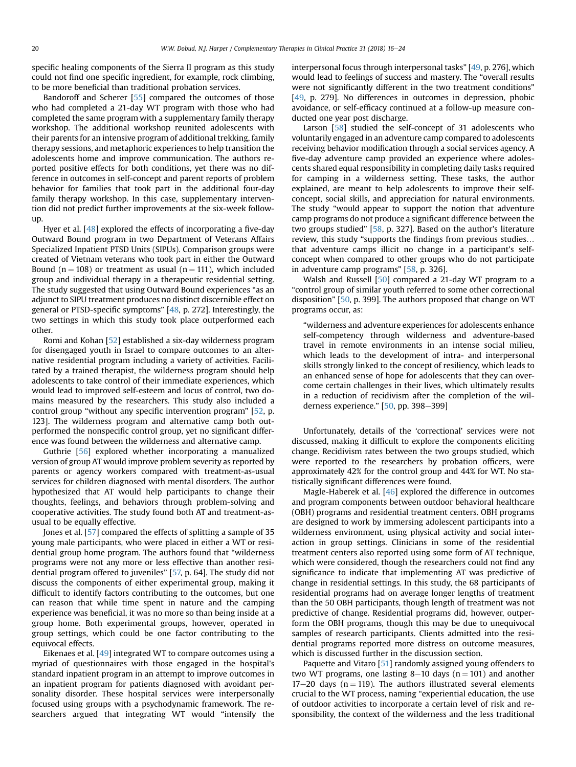specific healing components of the Sierra II program as this study could not find one specific ingredient, for example, rock climbing, to be more beneficial than traditional probation services.

Bandoroff and Scherer [55] compared the outcomes of those who had completed a 21-day WT program with those who had completed the same program with a supplementary family therapy workshop. The additional workshop reunited adolescents with their parents for an intensive program of additional trekking, family therapy sessions, and metaphoric experiences to help transition the adolescents home and improve communication. The authors reported positive effects for both conditions, yet there was no difference in outcomes in self-concept and parent reports of problem behavior for families that took part in the additional four-day family therapy workshop. In this case, supplementary intervention did not predict further improvements at the six-week follow-up.

Hyer et al. [48] explored the effects of incorporating a five-day Outward Bound program in two Department of Veterans Affairs Specialized Inpatient PTSD Units (SIPUs). Comparison groups were created of Vietnam veterans who took part in either the Outward Bound ($n = 108$) or treatment as usual ($n = 111$), which included group and individual therapy in a therapeutic residential setting. The study suggested that using Outward Bound experiences "as an adjunct to SIPU treatment produces no distinct discernible effect on general or PTSD-specific symptoms" [48, p. 272]. Interestingly, the two settings in which this study took place outperformed each other.

Romi and Kohan [52] established a six-day wilderness program for disengaged youth in Israel to compare outcomes to an alternative residential program including a variety of activities. Facilitated by a trained therapist, the wilderness program should help adolescents to take control of their immediate experiences, which would lead to improved self-esteem and locus of control, two domains measured by the researchers. This study also included a control group "without any specific intervention program" [52, p. 123]. The wilderness program and alternative camp both outperformed the nonspecific control group, yet no significant difference was found between the wilderness and alternative camp.

Guthrie [56] explored whether incorporating a manualized version of group AT would improve problem severity as reported by parents or agency workers compared with treatment-as-usual services for children diagnosed with mental disorders. The author hypothesized that AT would help participants to change their thoughts, feelings, and behaviors through problem-solving and cooperative activities. The study found both AT and treatment-as-usual to be equally effective.

Jones et al. [57] compared the effects of splitting a sample of 35 young male participants, who were placed in either a WT or residential group home program. The authors found that "wilderness programs were not any more or less effective than another residential program offered to juveniles" [57, p. 64]. The study did not discuss the components of either experimental group, making it difficult to identify factors contributing to the outcomes, but one can reason that while time spent in nature and the camping experience was beneficial, it was no more so than being inside at a group home. Both experimental groups, however, operated in group settings, which could be one factor contributing to the equivocal effects.

Eikenaes et al. [49] integrated WT to compare outcomes using a myriad of questionnaires with those engaged in the hospital's standard inpatient program in an attempt to improve outcomes in an inpatient program for patients diagnosed with avoidant personality disorder. These hospital services were interpersonally focused using groups with a psychodynamic framework. The researchers argued that integrating WT would "intensify the interpersonal focus through interpersonal tasks" [49, p. 276], which would lead to feelings of success and mastery. The "overall results were not significantly different in the two treatment conditions" [49, p. 279]. No differences in outcomes in depression, phobic avoidance, or self-efficacy continued at a follow-up measure conducted one year post discharge.

Larson [58] studied the self-concept of 31 adolescents who voluntarily engaged in an adventure camp compared to adolescents receiving behavior modification through a social services agency. A five-day adventure camp provided an experience where adolescents shared equal responsibility in completing daily tasks required for camping in a wilderness setting. These tasks, the author explained, are meant to help adolescents to improve their self-concept, social skills, and appreciation for natural environments. The study "would appear to support the notion that adventure camp programs do not produce a significant difference between the two groups studied" [58, p. 327]. Based on the author's literature review, this study "supports the findings from previous studies… that adventure camps illicit no change in a participant's self-concept when compared to other groups who do not participate in adventure camp programs" [58, p. 326].

Walsh and Russell [50] compared a 21-day WT program to a "control group of similar youth referred to some other correctional disposition" [50, p. 399]. The authors proposed that change on WT programs occur, as:

> "wilderness and adventure experiences for adolescents enhance self-competency through wilderness and adventure-based travel in remote environments in an intense social milieu, which leads to the development of intra- and interpersonal skills strongly linked to the concept of resiliency, which leads to an enhanced sense of hope for adolescents that they can overcome certain challenges in their lives, which ultimately results in a reduction of recidivism after the completion of the wilderness experience." [50, pp. 398–399]

Unfortunately, details of the 'correctional' services were not discussed, making it difficult to explore the components eliciting change. Recidivism rates between the two groups studied, which were reported to the researchers by probation officers, were approximately 42% for the control group and 44% for WT. No statistically significant differences were found.

Magle-Haberek et al. [46] explored the difference in outcomes and program components between outdoor behavioral healthcare (OBH) programs and residential treatment centers. OBH programs are designed to work by immersing adolescent participants into a wilderness environment, using physical activity and social interaction in group settings. Clinicians in some of the residential treatment centers also reported using some form of AT technique, which were considered, though the researchers could not find any significance to indicate that implementing AT was predictive of change in residential settings. In this study, the 68 participants of residential programs had on average longer lengths of treatment than the 50 OBH participants, though length of treatment was not predictive of change. Residential programs did, however, outperform the OBH programs, though this may be due to unequivocal samples of research participants. Clients admitted into the residential programs reported more distress on outcome measures, which is discussed further in the discussion section.

Paquette and Vitaro [51] randomly assigned young offenders to two WT programs, one lasting 8–10 days ($n = 101$) and another 17–20 days ($n = 119$). The authors illustrated several elements crucial to the WT process, naming "experiential education, the use of outdoor activities to incorporate a certain level of risk and responsibility, the context of the wilderness and the less traditional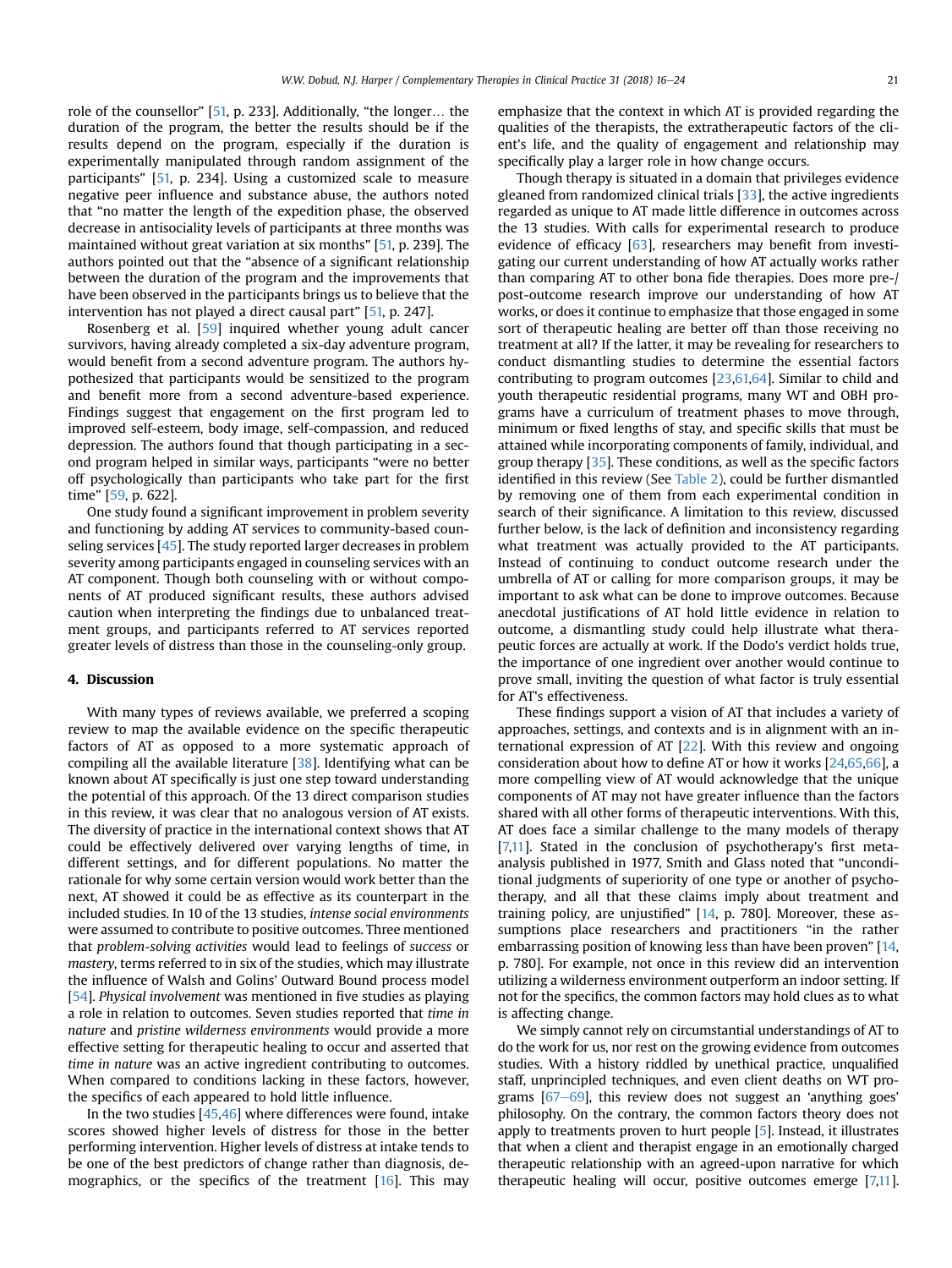role of the counsellor" [51, p. 233]. Additionally, "the longer… the duration of the program, the better the results should be if the results depend on the program, especially if the duration is experimentally manipulated through random assignment of the participants" [51, p. 234]. Using a customized scale to measure negative peer influence and substance abuse, the authors noted that "no matter the length of the expedition phase, the observed decrease in antisociality levels of participants at three months was maintained without great variation at six months" [51, p. 239]. The authors pointed out that the "absence of a significant relationship between the duration of the program and the improvements that have been observed in the participants brings us to believe that the intervention has not played a direct causal part" [51, p. 247].

Rosenberg et al. [59] inquired whether young adult cancer survivors, having already completed a six-day adventure program, would benefit from a second adventure program. The authors hypothesized that participants would be sensitized to the program and benefit more from a second adventure-based experience. Findings suggest that engagement on the first program led to improved self-esteem, body image, self-compassion, and reduced depression. The authors found that though participating in a second program helped in similar ways, participants "were no better off psychologically than participants who take part for the first time" [59, p. 622].

One study found a significant improvement in problem severity and functioning by adding AT services to community-based counseling services [45]. The study reported larger decreases in problem severity among participants engaged in counseling services with an AT component. Though both counseling with or without components of AT produced significant results, these authors advised caution when interpreting the findings due to unbalanced treatment groups, and participants referred to AT services reported greater levels of distress than those in the counseling-only group.

## 4. Discussion

With many types of reviews available, we preferred a scoping review to map the available evidence on the specific therapeutic factors of AT as opposed to a more systematic approach of compiling all the available literature [38]. Identifying what can be known about AT specifically is just one step toward understanding the potential of this approach. Of the 13 direct comparison studies in this review, it was clear that no analogous version of AT exists. The diversity of practice in the international context shows that AT could be effectively delivered over varying lengths of time, in different settings, and for different populations. No matter the rationale for why some certain version would work better than the next, AT showed it could be as effective as its counterpart in the included studies. In 10 of the 13 studies, *intense social environments* were assumed to contribute to positive outcomes. Three mentioned that *problem-solving activities* would lead to feelings of *success* or *mastery*, terms referred to in six of the studies, which may illustrate the influence of Walsh and Golins' Outward Bound process model [54]. *Physical involvement* was mentioned in five studies as playing a role in relation to outcomes. Seven studies reported that *time in nature* and *pristine wilderness environments* would provide a more effective setting for therapeutic healing to occur and asserted that *time in nature* was an active ingredient contributing to outcomes. When compared to conditions lacking in these factors, however, the specifics of each appeared to hold little influence.

In the two studies [45,46] where differences were found, intake scores showed higher levels of distress for those in the better performing intervention. Higher levels of distress at intake tends to be one of the best predictors of change rather than diagnosis, demographics, or the specifics of the treatment [16]. This may emphasize that the context in which AT is provided regarding the qualities of the therapists, the extratherapeutic factors of the client's life, and the quality of engagement and relationship may specifically play a larger role in how change occurs.

Though therapy is situated in a domain that privileges evidence gleaned from randomized clinical trials [33], the active ingredients regarded as unique to AT made little difference in outcomes across the 13 studies. With calls for experimental research to produce evidence of efficacy [63], researchers may benefit from investigating our current understanding of how AT actually works rather than comparing AT to other bona fide therapies. Does more pre-/post-outcome research improve our understanding of how AT works, or does it continue to emphasize that those engaged in some sort of therapeutic healing are better off than those receiving no treatment at all? If the latter, it may be revealing for researchers to conduct dismantling studies to determine the essential factors contributing to program outcomes [23,61,64]. Similar to child and youth therapeutic residential programs, many WT and OBH programs have a curriculum of treatment phases to move through, minimum or fixed lengths of stay, and specific skills that must be attained while incorporating components of family, individual, and group therapy [35]. These conditions, as well as the specific factors identified in this review (See Table 2), could be further dismantled by removing one of them from each experimental condition in search of their significance. A limitation to this review, discussed further below, is the lack of definition and inconsistency regarding what treatment was actually provided to the AT participants. Instead of continuing to conduct outcome research under the umbrella of AT or calling for more comparison groups, it may be important to ask what can be done to improve outcomes. Because anecdotal justifications of AT hold little evidence in relation to outcome, a dismantling study could help illustrate what therapeutic forces are actually at work. If the Dodo's verdict holds true, the importance of one ingredient over another would continue to prove small, inviting the question of what factor is truly essential for AT's effectiveness.

These findings support a vision of AT that includes a variety of approaches, settings, and contexts and is in alignment with an international expression of AT [22]. With this review and ongoing consideration about how to define AT or how it works [24,65,66], a more compelling view of AT would acknowledge that the unique components of AT may not have greater influence than the factors shared with all other forms of therapeutic interventions. With this, AT does face a similar challenge to the many models of therapy [7,11]. Stated in the conclusion of psychotherapy's first meta-analysis published in 1977, Smith and Glass noted that "unconditional judgments of superiority of one type or another of psychotherapy, and all that these claims imply about treatment and training policy, are unjustified" [14, p. 780]. Moreover, these assumptions place researchers and practitioners "in the rather embarrassing position of knowing less than have been proven" [14, p. 780]. For example, not once in this review did an intervention utilizing a wilderness environment outperform an indoor setting. If not for the specifics, the common factors may hold clues as to what is affecting change.

We simply cannot rely on circumstantial understandings of AT to do the work for us, nor rest on the growing evidence from outcomes studies. With a history riddled by unethical practice, unqualified staff, unprincipled techniques, and even client deaths on WT programs [67–69], this review does not suggest an 'anything goes' philosophy. On the contrary, the common factors theory does not apply to treatments proven to hurt people [5]. Instead, it illustrates that when a client and therapist engage in an emotionally charged therapeutic relationship with an agreed-upon narrative for which therapeutic healing will occur, positive outcomes emerge [7,11].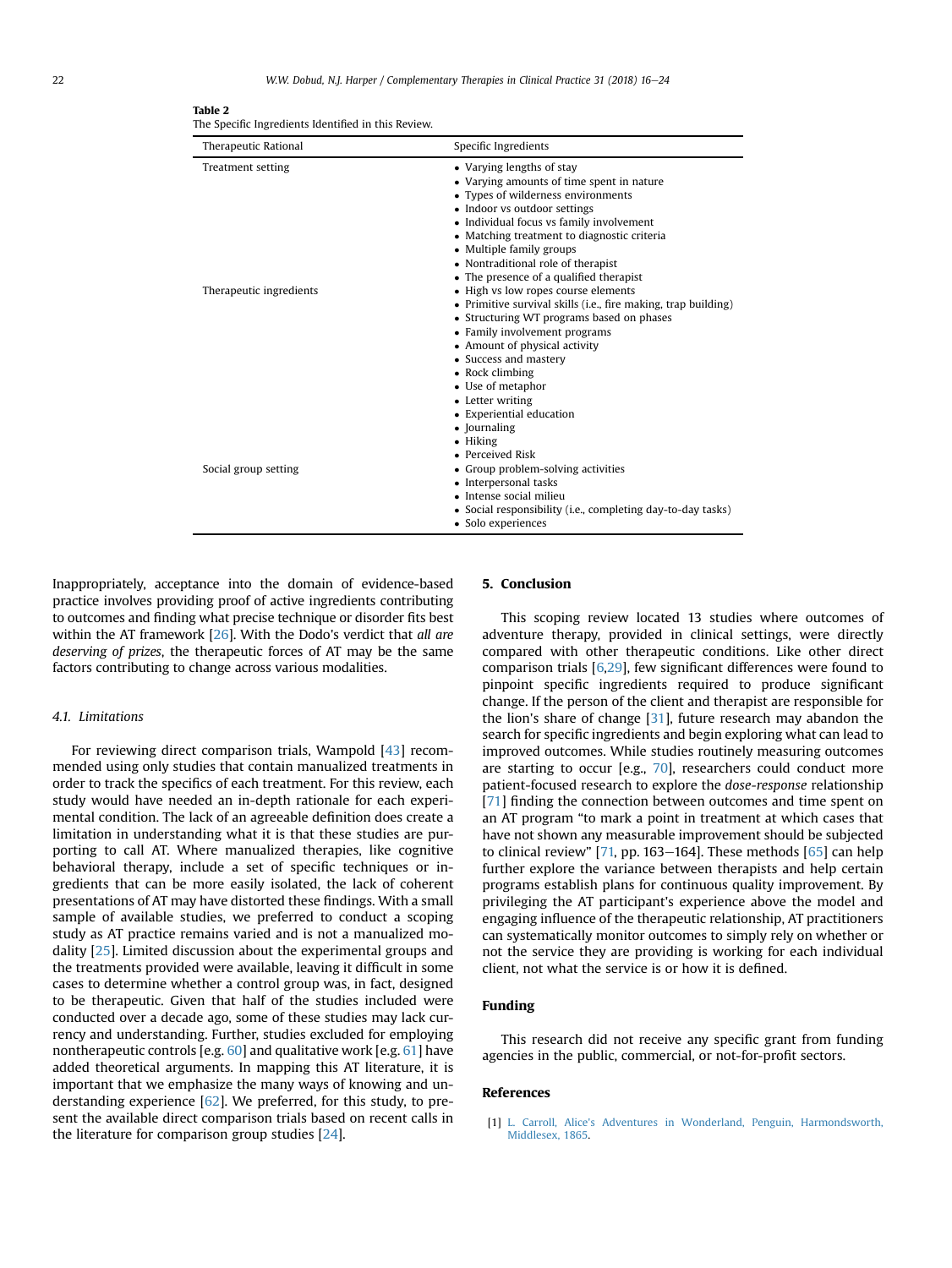**Table 2**
The Specific Ingredients Identified in this Review.

| Therapeutic Rational | Specific Ingredients |
|---|---|
| Treatment setting | • Varying lengths of stay<br>• Varying amounts of time spent in nature<br>• Types of wilderness environments<br>• Indoor vs outdoor settings<br>• Individual focus vs family involvement<br>• Matching treatment to diagnostic criteria<br>• Multiple family groups<br>• Nontraditional role of therapist<br>• The presence of a qualified therapist |
| Therapeutic ingredients | • High vs low ropes course elements<br>• Primitive survival skills (i.e., fire making, trap building)<br>• Structuring WT programs based on phases<br>• Family involvement programs<br>• Amount of physical activity<br>• Success and mastery<br>• Rock climbing<br>• Use of metaphor<br>• Letter writing<br>• Experiential education<br>• Journaling<br>• Hiking<br>• Perceived Risk |
| Social group setting | • Group problem-solving activities<br>• Interpersonal tasks<br>• Intense social milieu<br>• Social responsibility (i.e., completing day-to-day tasks)<br>• Solo experiences |

Inappropriately, acceptance into the domain of evidence-based practice involves providing proof of active ingredients contributing to outcomes and finding what precise technique or disorder fits best within the AT framework [26]. With the Dodo's verdict that *all are deserving of prizes*, the therapeutic forces of AT may be the same factors contributing to change across various modalities.

### 4.1. Limitations

For reviewing direct comparison trials, Wampold [43] recommended using only studies that contain manualized treatments in order to track the specifics of each treatment. For this review, each study would have needed an in-depth rationale for each experimental condition. The lack of an agreeable definition does create a limitation in understanding what it is that these studies are purporting to call AT. Where manualized therapies, like cognitive behavioral therapy, include a set of specific techniques or ingredients that can be more easily isolated, the lack of coherent presentations of AT may have distorted these findings. With a small sample of available studies, we preferred to conduct a scoping study as AT practice remains varied and is not a manualized modality [25]. Limited discussion about the experimental groups and the treatments provided were available, leaving it difficult in some cases to determine whether a control group was, in fact, designed to be therapeutic. Given that half of the studies included were conducted over a decade ago, some of these studies may lack currency and understanding. Further, studies excluded for employing nontherapeutic controls [e.g. 60] and qualitative work [e.g. 61] have added theoretical arguments. In mapping this AT literature, it is important that we emphasize the many ways of knowing and understanding experience [62]. We preferred, for this study, to present the available direct comparison trials based on recent calls in the literature for comparison group studies [24].

## 5. Conclusion

This scoping review located 13 studies where outcomes of adventure therapy, provided in clinical settings, were directly compared with other therapeutic conditions. Like other direct comparison trials [6,29], few significant differences were found to pinpoint specific ingredients required to produce significant change. If the person of the client and therapist are responsible for the lion's share of change [31], future research may abandon the search for specific ingredients and begin exploring what can lead to improved outcomes. While studies routinely measuring outcomes are starting to occur [e.g., 70], researchers could conduct more patient-focused research to explore the *dose-response* relationship [71] finding the connection between outcomes and time spent on an AT program "to mark a point in treatment at which cases that have not shown any measurable improvement should be subjected to clinical review" [71, pp. 163–164]. These methods [65] can help further explore the variance between therapists and help certain programs establish plans for continuous quality improvement. By privileging the AT participant's experience above the model and engaging influence of the therapeutic relationship, AT practitioners can systematically monitor outcomes to simply rely on whether or not the service they are providing is working for each individual client, not what the service is or how it is defined.

## Funding

This research did not receive any specific grant from funding agencies in the public, commercial, or not-for-profit sectors.

## References

[1] L. Carroll, Alice's Adventures in Wonderland, Penguin, Harmondsworth, Middlesex, 1865.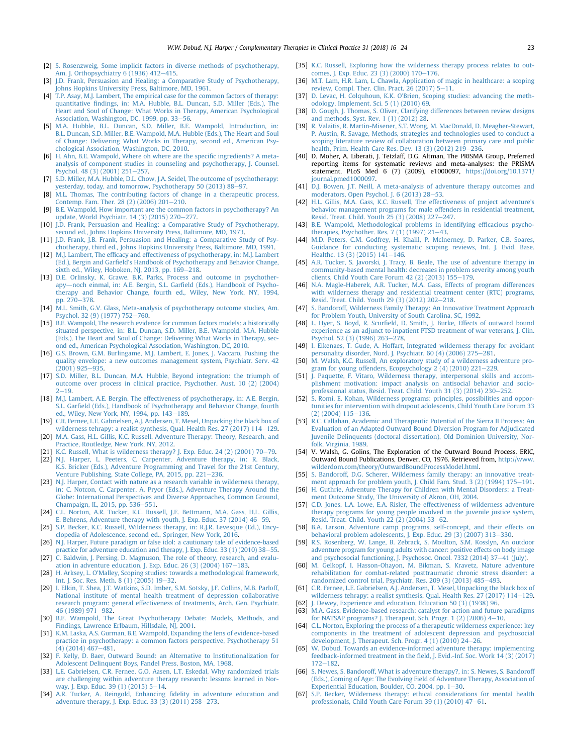[2] S. Rosenzweig, Some implicit factors in diverse methods of psychotherapy, Am. J. Orthopsychiatry 6 (1936) 412–415.

[3] J.D. Frank, Persuasion and Healing: a Comparative Study of Psychotherapy, Johns Hopkins University Press, Baltimore, MD, 1961.

[4] T.P. Asay, M.J. Lambert, The empirical case for the common factors of therapy: quantitative findings, in: M.A. Hubble, B.L. Duncan, S.D. Miller (Eds.), The Heart and Soul of Change: What Works in Therapy, American Psychological Association, Washington, DC, 1999, pp. 33–56.

[5] M.A. Hubble, B.L. Duncan, S.D. Miller, B.E. Wampold, Introduction, in: B.L. Duncan, S.D. Miller, B.E. Wampold, M.A. Hubble (Eds.), The Heart and Soul of Change: Delivering What Works in Therapy, second ed., American Psychological Association, Washington, DC, 2010.

[6] H. Ahn, B.E. Wampold, Where oh where are the specific ingredients? A meta-analysis of component studies in counseling and psychotherapy, J. Counsel. Psychol. 48 (3) (2001) 251–257.

[7] S.D. Miller, M.A. Hubble, D.L. Chow, J.A. Seidel, The outcome of psychotherapy: yesterday, today, and tomorrow, Psychotherapy 50 (2013) 88–97.

[8] M.L. Thomas, The contributing factors of change in a therapeutic process, Contemp. Fam. Ther. 28 (2) (2006) 201–210.

[9] B.E. Wampold, How important are the common factors in psychotherapy? An update, World Psychiatr. 14 (3) (2015) 270–277.

[10] J.D. Frank, Persuasion and Healing: a Comparative Study of Psychotherapy, second ed., Johns Hopkins University Press, Baltimore, MD, 1973.

[11] J.D. Frank, J.B. Frank, Persuasion and Healing: a Comparative Study of Psychotherapy, third ed., Johns Hopkins University Press, Baltimore, MD, 1991.

[12] M.J. Lambert, The efficacy and effectiveness of psychotherapy, in: M.J. Lambert (Ed.), Bergin and Garfield's Handbook of Psychotherapy and Behavior Change, sixth ed., Wiley, Hoboken, NJ, 2013, pp. 169–218.

[13] D.E. Orlinsky, K. Grawe, B.K. Parks, Process and outcome in psychotherapy—noch einmal, in: A.E. Bergin, S.L. Garfield (Eds.), Handbook of Psychotherapy and Behavior Change, fourth ed., Wiley, New York, NY, 1994, pp. 270–378.

[14] M.L. Smith, G.V. Glass, Meta-analysis of psychotherapy outcome studies, Am. Psychol. 32 (9) (1977) 752–760.

[15] B.E. Wampold, The research evidence for common factors models: a historically situated perspective, in: B.L. Duncan, S.D. Miller, B.E. Wampold, M.A. Hubble (Eds.), The Heart and Soul of Change: Delivering What Works in Therapy, second ed., American Psychological Association, Washington, DC, 2010.

[16] G.S. Brown, G.M. Burlingame, M.J. Lambert, E. Jones, J. Vaccaro, Pushing the quality envelope: a new outcomes management system, Psychiatr. Serv. 42 (2001) 925–935.

[17] S.D. Miller, B.L. Duncan, M.A. Hubble, Beyond integration: the triumph of outcome over process in clinical practice, Psychother. Aust. 10 (2) (2004) 2–19.

[18] M.J. Lambert, A.E. Bergin, The effectiveness of psychotherapy, in: A.E. Bergin, S.L. Garfield (Eds.), Handbook of Psychotherapy and Behavior Change, fourth ed., Wiley, New York, NY, 1994, pp. 143–189.

[19] C.R. Fernee, L.E. Gabrielsen, A.J. Andersen, T. Mesel, Unpacking the black box of wilderness tehrapy: a realist synthesis, Qual. Health Res. 27 (2017) 114–129.

[20] M.A. Gass, H.L. Gillis, K.C. Russell, Adventure Therapy: Theory, Research, and Practice, Routledge, New York, NY, 2012.

[21] K.C. Russell, What is wilderness therapy? J. Exp. Educ. 24 (2) (2001) 70–79.

[22] N.J. Harper, L. Peeters, C. Carpenter, Adventure therapy, in: R. Black, K.S. Bricker (Eds.), Adventure Programming and Travel for the 21st Century, Venture Publishing, State College, PA, 2015, pp. 221–236.

[23] N.J. Harper, Contact with nature as a research variable in wilderness therapy, in: C. Notcon, C. Carpenter, A. Pryor (Eds.), Adventure Therapy Around the Globe: International Perspectives and Diverse Approaches, Common Ground, Champaign, IL, 2015, pp. 536–551.

[24] C.L. Norton, A.R. Tucker, K.C. Russell, J.E. Bettmann, M.A. Gass, H.L. Gillis, E. Behrens, Adventure therapy with youth, J. Exp. Educ. 37 (2014) 46–59.

[25] S.P. Becker, K.C. Russell, Wilderness therapy, in: R.J.R. Levesque (Ed.), Encyclopedia of Adolescence, second ed., Springer, New York, 2016.

[26] N.J. Harper, Future paradigm or false idol: a cautionary tale of evidence-based practice for adventure education and therapy, J. Exp. Educ. 33 (1) (2010) 38–55.

[27] C. Baldwin, J. Persing, D. Magnuson, The role of theory, research, and evaluation in adventure education, J. Exp. Educ. 26 (3) (2004) 167–183.

[28] H. Arksey, L. O'Malley, Scoping studies: towards a methodological framework, Int. J. Soc. Res. Meth. 8 (1) (2005) 19–32.

[29] I. Elkin, T. Shea, J.T. Watkins, S.D. Imber, S.M. Sotsky, J.F. Collins, M.B. Parloff, National institute of mental health treatment of depression collaborative research program: general effectiveness of treatments, Arch. Gen. Psychiatr. 46 (1989) 971–982.

[30] B.E. Wampold, The Great Psychotherapy Debate: Models, Methods, and Findings, Lawrence Erlbaum, Hillsdale, NJ, 2001.

[31] K.M. Laska, A.S. Gurman, B.E. Wampold, Expanding the lens of evidence-based practice in psychotherapy: a common factors perspective, Psychotherapy 51 (4) (2014) 467–481.

[32] F. Kelly, D. Baer, Outward Bound: an Alternative to Institutionalization for Adolescent Delinquent Boys, Fandel Press, Boston, MA, 1968.

[33] L.E. Gabrielsen, C.R. Fernee, G.O. Aasen, L.T. Eskedal, Why randomized trials are challenging within adventure therapy research: lessons learned in Norway, J. Exp. Educ. 39 (1) (2015) 5–14.

[34] A.R. Tucker, A. Reingold, Enhancing fidelity in adventure education and adventure therapy, J. Exp. Educ. 33 (3) (2011) 258–273.

[35] K.C. Russell, Exploring how the wilderness therapy process relates to outcomes, J. Exp. Educ. 23 (3) (2000) 170–176.

[36] M.T. Lam, H.R. Lam, L. Chawla, Application of magic in healthcare: a scoping review, Compl. Ther. Clin. Pract. 26 (2017) 5–11.

[37] D. Levac, H. Colquhoun, K.K. O'Brien, Scoping studies: advancing the methodology, Implement. Sci. 5 (1) (2010) 69.

[38] D. Gough, J. Thomas, S. Oliver, Clarifying differences between review designs and methods, Syst. Rev. 1 (1) (2012) 28.

[39] R. Valaitis, R. Martin-Misener, S.T. Wong, M. MacDonald, D. Meagher-Stewart, P. Austin, R. Savage, Methods, strategies and technologies used to conduct a scoping literature review of collaboration between primary care and public health, Prim. Health Care Res. Dev. 13 (3) (2012) 219–236.

[40] D. Moher, A. Liberati, J. Tetzlaff, D.G. Altman, The PRISMA Group, Preferred reporting items for systematic reviews and meta-analyses: the PRISMA statement, PLoS Med 6 (7) (2009), e1000097, https://doi.org/10.1371/journal.pmed1000097.

[41] D.J. Bowen, J.T. Neill, A meta-analysis of adventure therapy outcomes and moderators, Open Psychol. J. 6 (2013) 28–53.

[42] H.L. Gillis, M.A. Gass, K.C. Russell, The effectiveness of project adventure's behavior management programs for male offenders in residential treatment, Resid. Treat. Child. Youth 25 (3) (2008) 227–247.

[43] B.E. Wampold, Methodological problems in identifying efficacious psychotherapies, Psychother. Res. 7 (1) (1997) 21–43.

[44] M.D. Peters, C.M. Godfrey, H. Khalil, P. McInerney, D. Parker, C.B. Soares, Guidance for conducting systematic scoping reviews, Int. J. Evid. Base. Healthc. 13 (3) (2015) 141–146.

[45] A.R. Tucker, S. Javorski, J. Tracy, B. Beale, The use of adventure therapy in community-based mental health: decreases in problem severity among youth clients, Child Youth Care Forum 42 (2) (2013) 155–179.

[46] N.A. Magle-Haberek, A.R. Tucker, M.A. Gass, Effects of program differences with wilderness therapy and residential treatment center (RTC) programs, Resid. Treat. Child. Youth 29 (3) (2012) 202–218.

[47] S. Bandoroff, Wilderness Family Therapy: An Innovative Treatment Approach for Problem Youth, University of South Carolina, SC, 1992.

[48] L. Hyer, S. Boyd, R. Scurfield, D. Smith, J. Burke, Effects of outward bound experience as an adjunct to inpatient PTSD treatment of war veterans, J. Clin. Psychol. 52 (3) (1996) 263–278.

[49] I. Eikenaes, T. Gude, A. Hoffart, Integrated wilderness therapy for avoidant personality disorder, Nord. J. Psychiatr. 60 (4) (2006) 275–281.

[50] M. Walsh, K.C. Russell, An exploratory study of a wilderness adventure program for young offenders, Ecopsychology 2 (4) (2010) 221–229.

[51] J. Paquette, F. Vitaro, Wilderness therapy, interpersonal skills and accomplishment motivation: impact analysis on antisocial behavior and socio-professional status, Resid. Treat. Child. Youth 31 (3) (2014) 230–252.

[52] S. Romi, E. Kohan, Wilderness programs: principles, possibilities and opportunities for intervention with dropout adolescents, Child Youth Care Forum 33 (2) (2004) 115–136.

[53] R.C. Callahan, Academic and Therapeutic Potential of the Sierra II Process: An Evaluation of an Adapted Outward Bound Diversion Program for Adjudicated Juvenile Delinquents (doctoral dissertation), Old Dominion University, Norfolk, Virginia, 1989.

[54] V. Walsh, G. Golins, The Exploration of the Outward Bound Process. ERIC, Outward Bound Publications, Denver, CO, 1976. Retrieved from, http://www.wilderdom.com/theory/OutwardBoundProcessModel.html.

[55] S. Bandoroff, D.G. Scherer, Wilderness family therapy: an innovative treatment approach for problem youth, J. Child Fam. Stud. 3 (2) (1994) 175–191.

[56] H. Guthrie, Adventure Therapy for Children with Mental Disorders: a Treatment Outcome Study, The University of Akron, OH, 2004.

[57] C.D. Jones, L.A. Lowe, E.A. Risler, The effectiveness of wilderness adventure therapy programs for young people involved in the juvenile justice system, Resid. Treat. Child. Youth 22 (2) (2004) 53–62.

[58] B.A. Larson, Adventure camp programs, self-concept, and their effects on behavioral problem adolescents, J. Exp. Educ. 29 (3) (2007) 313–330.

[59] R.S. Rosenberg, W. Lange, B. Zebrack, S. Moulton, S.M. Kosslyn, An outdoor adventure program for young adults with cancer: positive effects on body image and psychosocial functioning, J. Psychosoc. Oncol. 7332 (2014) 37–41 (July).

[60] M. Gelkopf, I. Hasson-Ohayon, M. Bikman, S. Kravetz, Nature adventure rehabilitation for combat-related posttraumatic chronic stress disorder: a randomized control trial, Psychiatr. Res. 209 (3) (2013) 485–493.

[61] C.R. Fernee, L.E. Gabrielsen, A.J. Andersen, T. Mesel, Unpacking the black box of wilderness tehrapy: a realist synthesis, Qual. Health Res. 27 (2017) 114–129.

[62] J. Dewey, Experience and education, Education 50 (3) (1938) 96.

[63] M.A. Gass, Evidence-based research: catalyst for action and future paradigms for NATSAP programs? J. Therapeut. Sch. Progr. 1 (2) (2006) 4–10.

[64] C.L. Norton, Exploring the process of a therapeutic wilderness experience: key components in the treatment of adolescent depression and psychosocial development, J. Therapeut. Sch. Progr. 4 (1) (2010) 24–26.

[65] W. Dobud, Towards an evidence-informed adventure therapy: implementing feedback-informed treatment in the field, J. Evid.-Inf. Soc. Work 14 (3) (2017) 172–182.

[66] S. Newes, S. Bandoroff, What is adventure therapy?, in: S. Newes, S. Bandoroff (Eds.), Coming of Age: The Evolving Field of Adventure Therapy, Association of Experiential Education, Boulder, CO, 2004, pp. 1–30.

[67] S.P. Becker, Wilderness therapy: ethical considerations for mental health professionals, Child Youth Care Forum 39 (1) (2010) 47–61.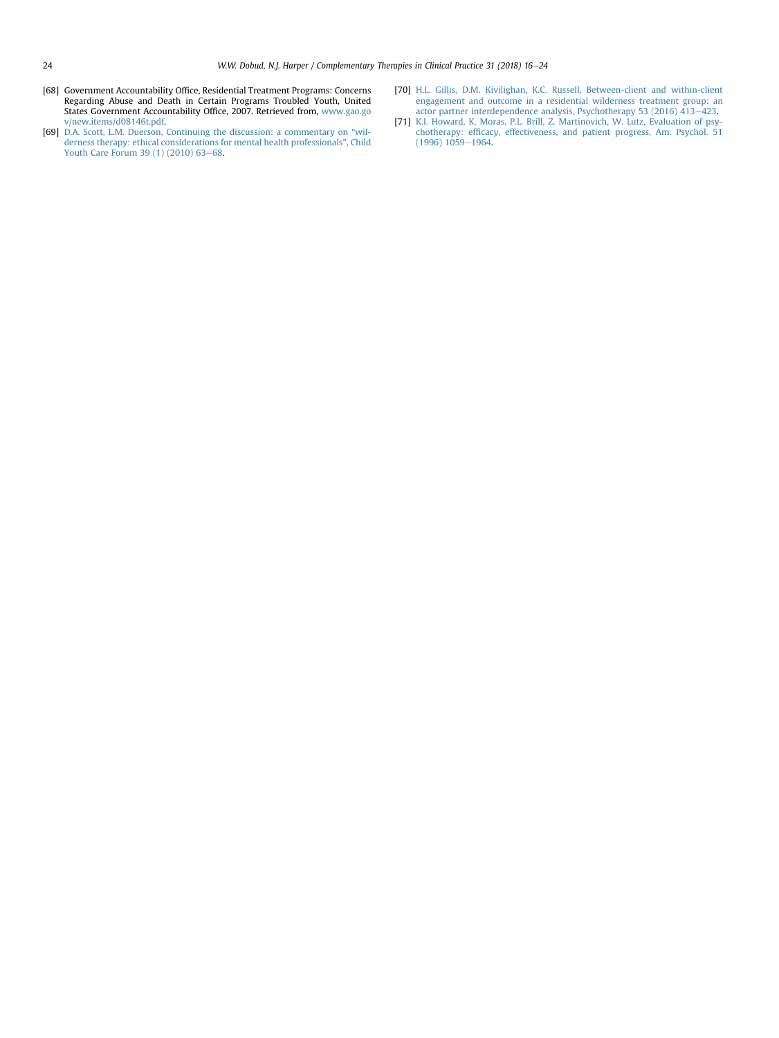[68] Government Accountability Office, Residential Treatment Programs: Concerns Regarding Abuse and Death in Certain Programs Troubled Youth, United States Government Accountability Office, 2007. Retrieved from, www.gao.gov/new.items/d08146t.pdf.

[69] D.A. Scott, L.M. Duerson, Continuing the discussion: a commentary on "wilderness therapy: ethical considerations for mental health professionals", Child Youth Care Forum 39 (1) (2010) 63–68.

[70] H.L. Gillis, D.M. Kivilighan, K.C. Russell, Between-client and within-client engagement and outcome in a residential wilderness treatment group: an actor partner interdependence analysis, Psychotherapy 53 (2016) 413–423.

[71] K.I. Howard, K. Moras, P.L. Brill, Z. Martinovich, W. Lutz, Evaluation of psychotherapy: efficacy, effectiveness, and patient progress, Am. Psychol. 51 (1996) 1059–1964.